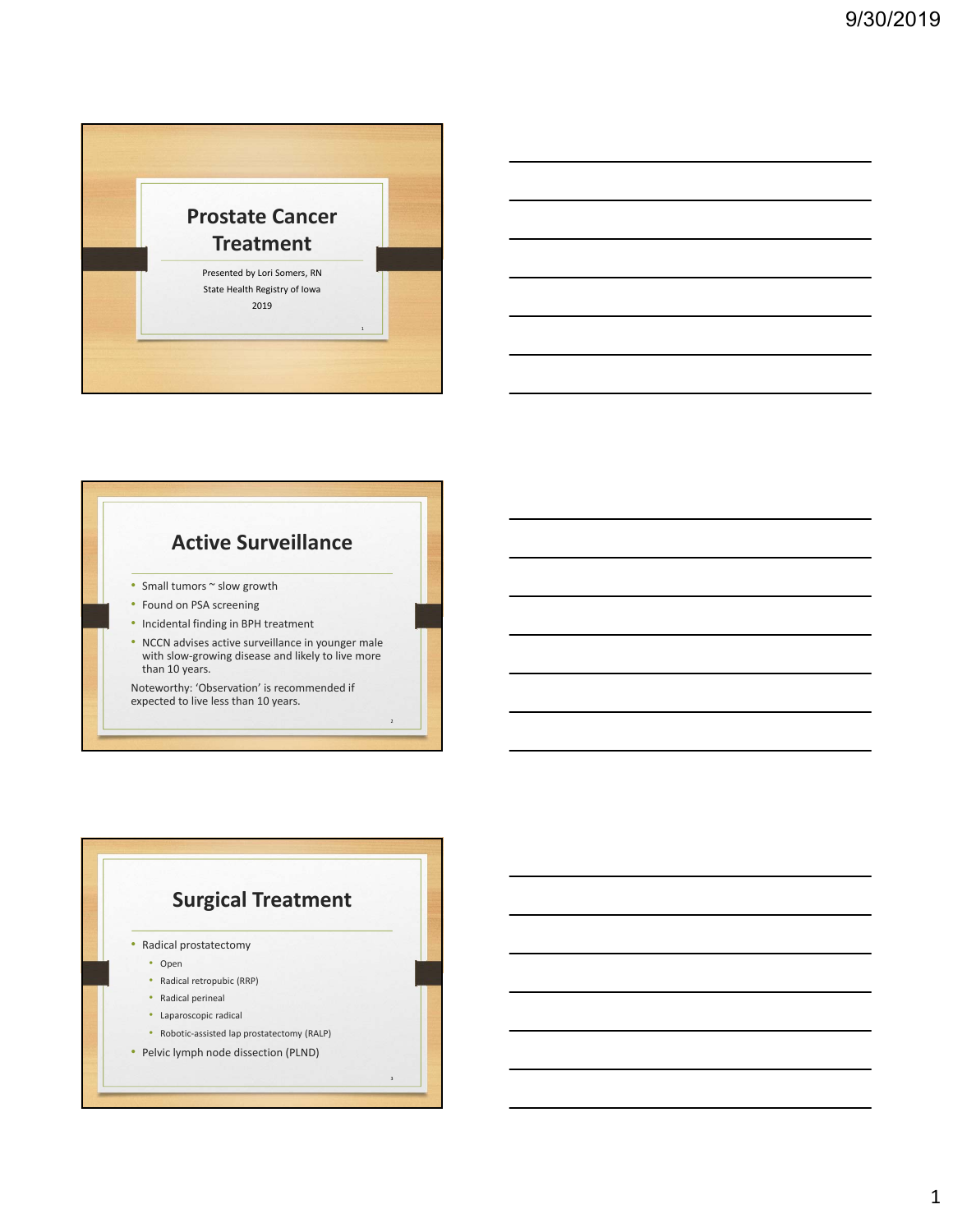# Prostate Cancer Treatment

Presented by Lori Somers, RN

State Health Registry of Iowa

2019

## Active Surveillance

- Small tumors ~ slow growth
- Found on PSA screening
- Incidental finding in BPH treatment
- NCCN advises active surveillance in younger male with slow-growing disease and likely to live more than 10 years.

Noteworthy: 'Observation' is recommended if expected to live less than 10 years.

## Surgical Treatment

- Radical prostatectomy
  - Open
  - Radical retropubic (RRP)
  - Radical perineal
  - Laparoscopic radical
  - Robotic-assisted lap prostatectomy (RALP)
- Pelvic lymph node dissection (PLND)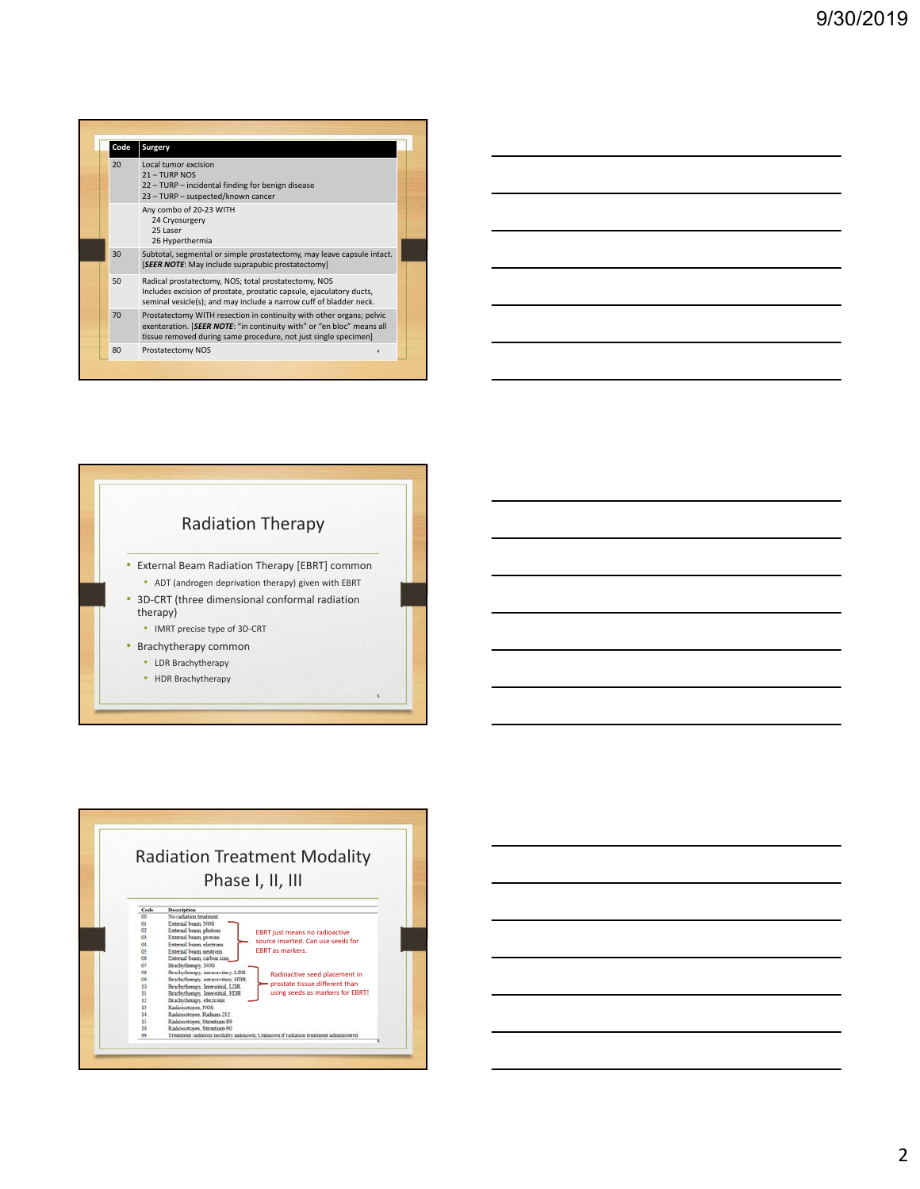| Code | Surgery |
|---|---|
| 20 | Local tumor excision<br>21 – TURP NOS<br>22 – TURP – incidental finding for benign disease<br>23 – TURP – suspected/known cancer |
| | Any combo of 20-23 WITH<br>24 Cryosurgery<br>25 Laser<br>26 Hyperthermia |
| 30 | Subtotal, segmental or simple prostatectomy, may leave capsule intact. [***SEER NOTE***: May include suprapubic prostatectomy] |
| 50 | Radical prostatectomy, NOS; total prostatectomy, NOS<br>Includes excision of prostate, prostatic capsule, ejaculatory ducts, seminal vesicle(s); and may include a narrow cuff of bladder neck. |
| 70 | Prostatectomy WITH resection in continuity with other organs; pelvic exenteration. [***SEER NOTE***: "in continuity with" or "en bloc" means all tissue removed during same procedure, not just single specimen] |
| 80 | Prostatectomy NOS |

## Radiation Therapy

- External Beam Radiation Therapy [EBRT] common
  - ADT (androgen deprivation therapy) given with EBRT
- 3D-CRT (three dimensional conformal radiation therapy)
  - IMRT precise type of 3D-CRT
- Brachytherapy common
  - LDR Brachytherapy
  - HDR Brachytherapy

## Radiation Treatment Modality Phase I, II, III

| Code | Description |
|---|---|
| 00 | No radiation treatment |
| 01 | External beam, NOS |
| 02 | External beam, photons |
| 03 | External beam, protons |
| 04 | External beam, electrons |
| 05 | External beam, neutrons |
| 06 | External beam, carbon ions |
| 07 | Brachytherapy, NOS |
| 08 | Brachytherapy, intracavitary, LDR |
| 09 | Brachytherapy, intracavitary, HDR |
| 10 | Brachytherapy, Interstitial, LDR |
| 11 | Brachytherapy, Interstitial, HDR |
| 12 | Brachytherapy, electronic |
| 13 | Radioisotopes, NOS |
| 14 | Radioisotopes, Radium-232 |
| 15 | Radioisotopes, Strontium-89 |
| 16 | Radioisotopes, Strontium-90 |
| 99 | Treatment radiation modality unknown; Unknown if radiation treatment administered |

Codes 01–06: EBRT just means no radioactive source inserted. Can use seeds for EBRT as markers.

Codes 07–12: Radioactive seed placement in prostate tissue different than using seeds as markers for EBRT!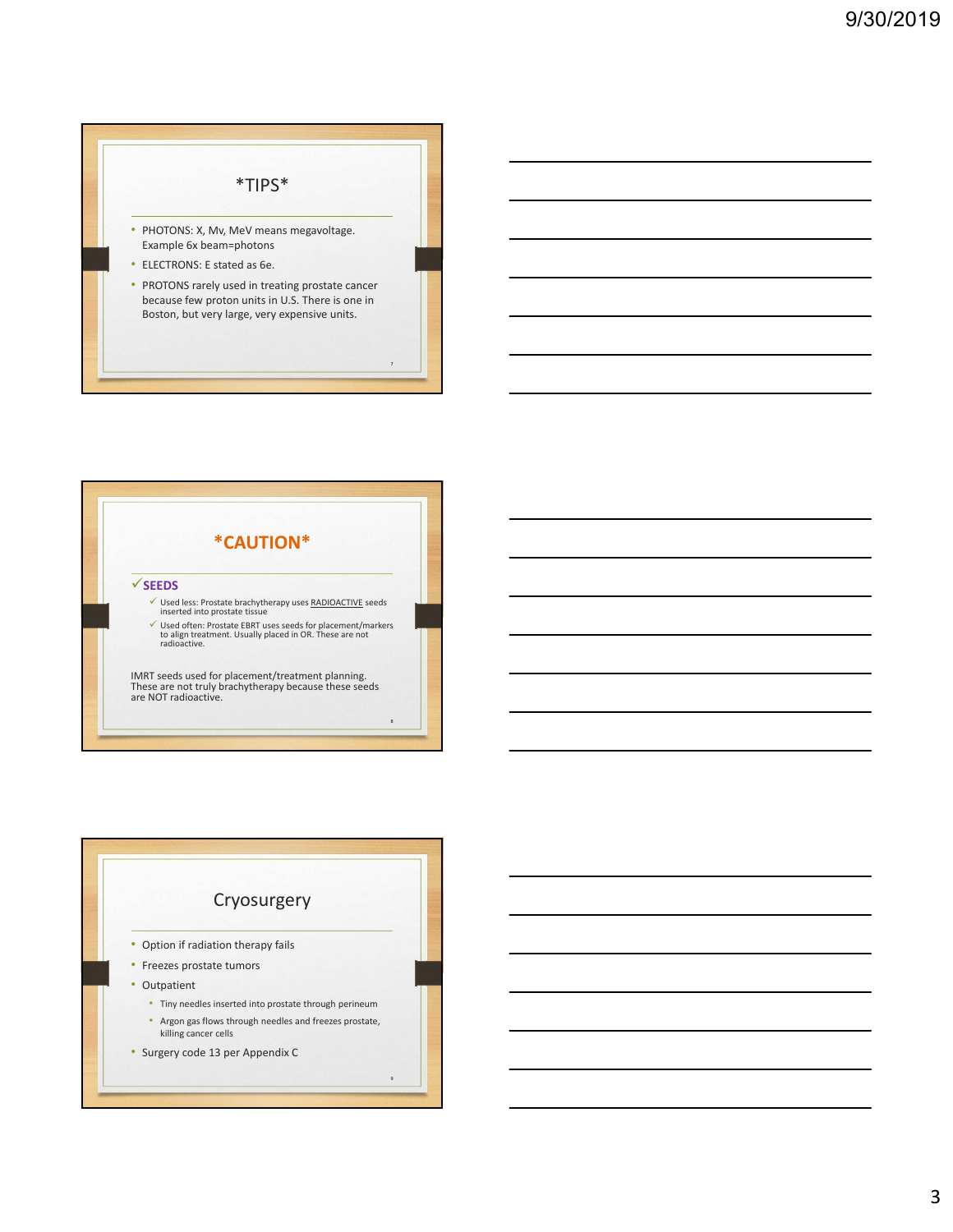## *TIPS*

- PHOTONS: X, Mv, MeV means megavoltage. Example 6x beam=photons
- ELECTRONS: E stated as 6e.
- PROTONS rarely used in treating prostate cancer because few proton units in U.S. There is one in Boston, but very large, very expensive units.

## *CAUTION*

✓ **SEEDS**

- ✓ Used less: Prostate brachytherapy uses RADIOACTIVE seeds inserted into prostate tissue
- ✓ Used often: Prostate EBRT uses seeds for placement/markers to align treatment. Usually placed in OR. These are not radioactive.

IMRT seeds used for placement/treatment planning. These are not truly brachytherapy because these seeds are NOT radioactive.

## Cryosurgery

- Option if radiation therapy fails
- Freezes prostate tumors
- Outpatient
  - Tiny needles inserted into prostate through perineum
  - Argon gas flows through needles and freezes prostate, killing cancer cells
- Surgery code 13 per Appendix C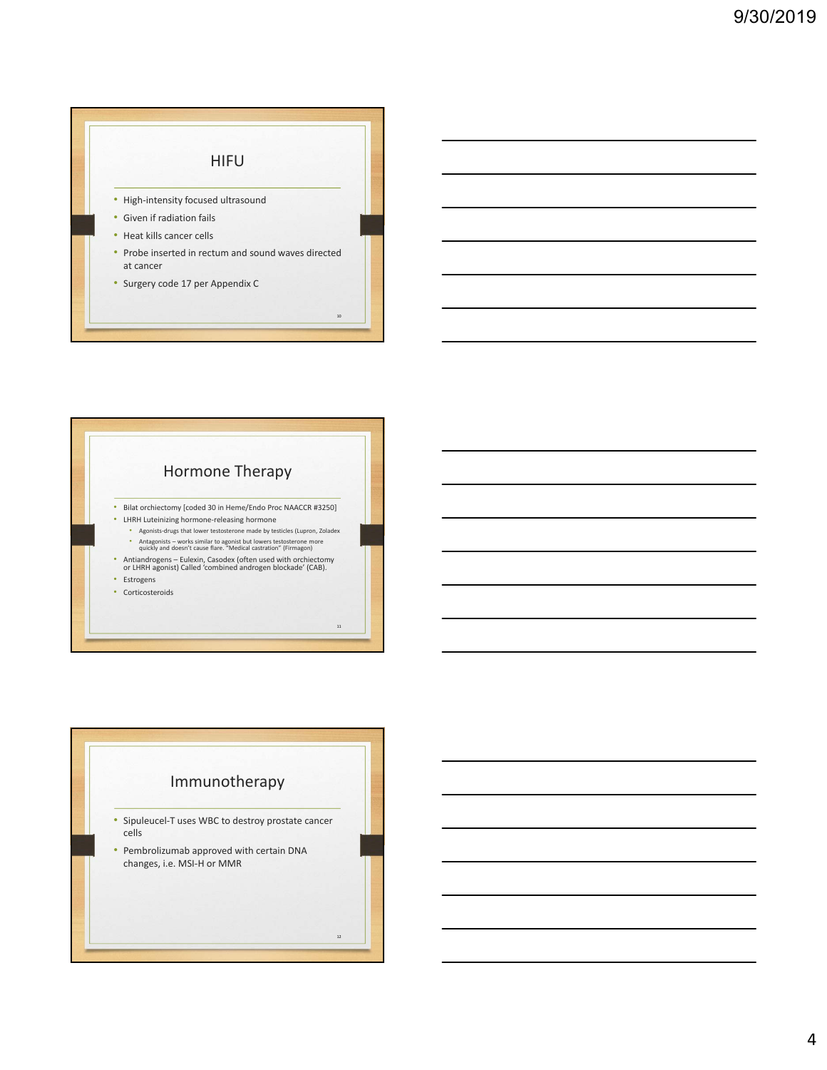## HIFU

- High-intensity focused ultrasound
- Given if radiation fails
- Heat kills cancer cells
- Probe inserted in rectum and sound waves directed at cancer
- Surgery code 17 per Appendix C

## Hormone Therapy

- Bilat orchiectomy [coded 30 in Heme/Endo Proc NAACCR #3250]
- LHRH Luteinizing hormone-releasing hormone
  - Agonists-drugs that lower testosterone made by testicles (Lupron, Zoladex
  - Antagonists – works similar to agonist but lowers testosterone more quickly and doesn't cause flare. "Medical castration" (Firmagon)
- Antiandrogens – Eulexin, Casodex (often used with orchiectomy or LHRH agonist) Called 'combined androgen blockade' (CAB).
- Estrogens
- Corticosteroids

## Immunotherapy

- Sipuleucel-T uses WBC to destroy prostate cancer cells
- Pembrolizumab approved with certain DNA changes, i.e. MSI-H or MMR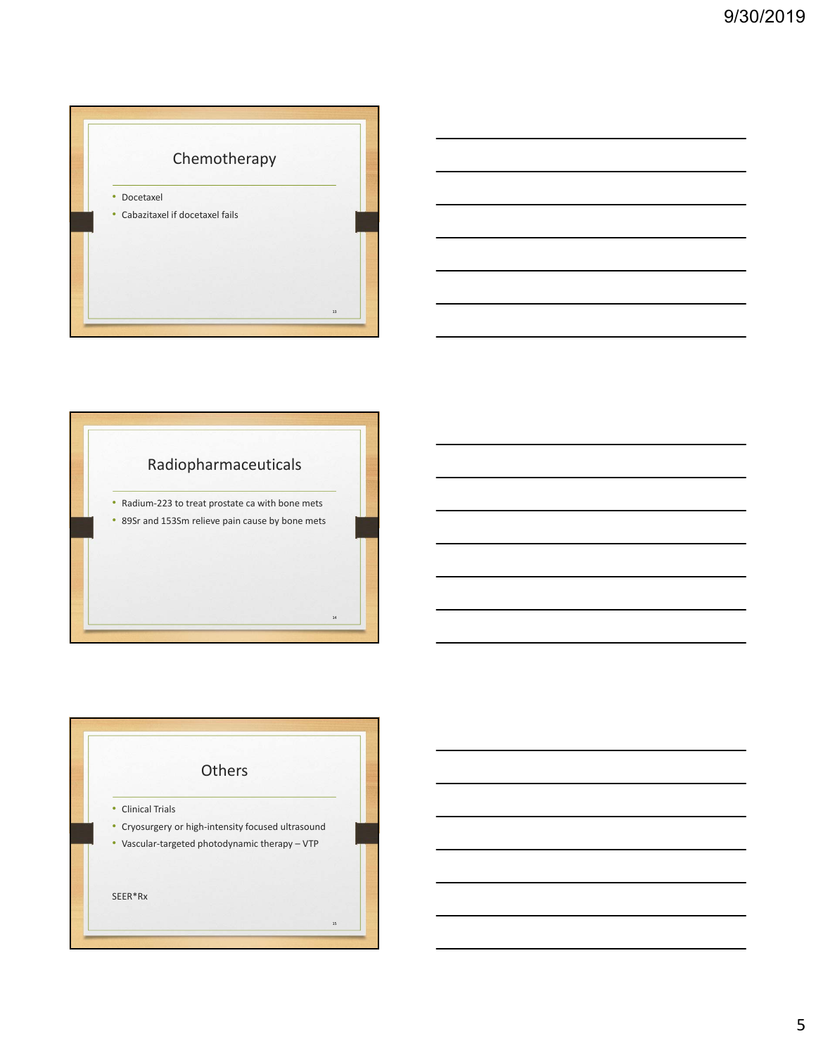## Chemotherapy

- Docetaxel
- Cabazitaxel if docetaxel fails

## Radiopharmaceuticals

- Radium-223 to treat prostate ca with bone mets
- 89Sr and 153Sm relieve pain cause by bone mets

## Others

- Clinical Trials
- Cryosurgery or high-intensity focused ultrasound
- Vascular-targeted photodynamic therapy – VTP

SEER*Rx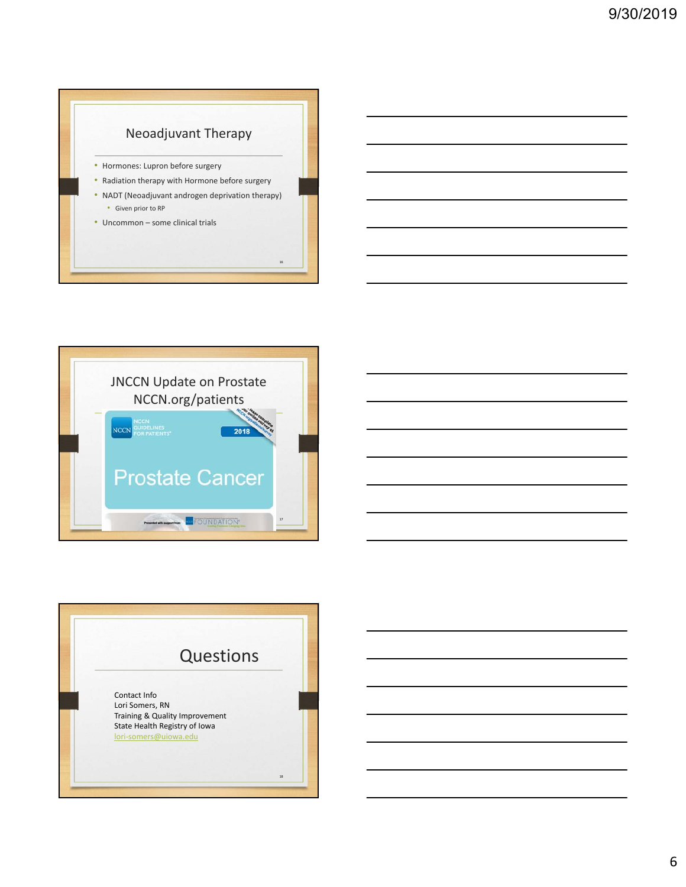## Neoadjuvant Therapy

- Hormones: Lupron before surgery
- Radiation therapy with Hormone before surgery
- NADT (Neoadjuvant androgen deprivation therapy)
  - Given prior to RP
- Uncommon – some clinical trials

## JNCCN Update on Prostate NCCN.org/patients

NCCN GUIDELINES FOR PATIENTS®

2018

Prostate Cancer

## Questions

Contact Info
Lori Somers, RN
Training & Quality Improvement
State Health Registry of Iowa
lori-somers@uiowa.edu